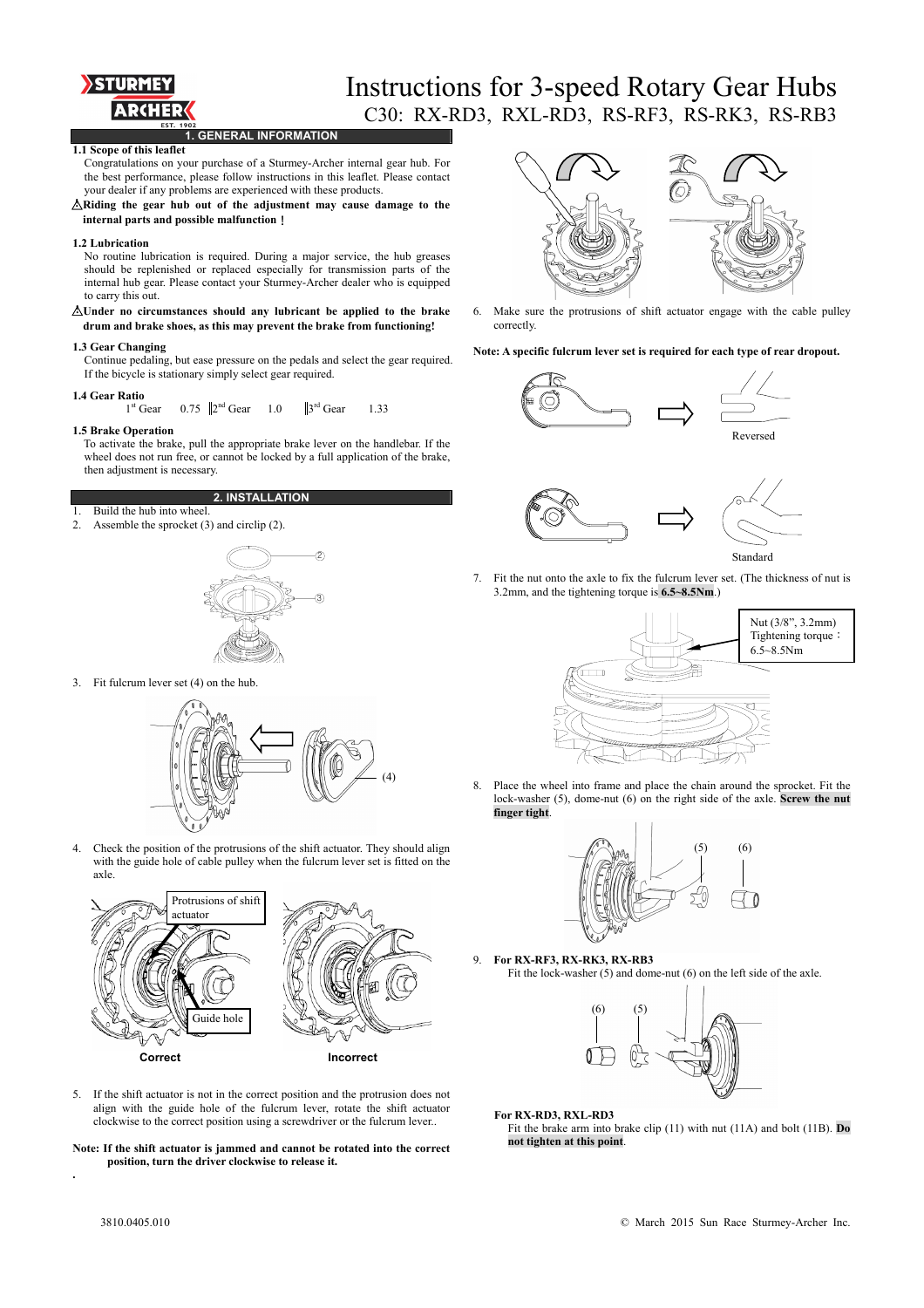# Instructions for 3-speed Rotary Gear Hubs

## C30: RX-RD3, RXL-RD3, RS-RF3, RS-RK3, RS-RB3

## 1. GENERAL INFORMATION

### 1.1 Scope of this leaflet

Congratulations on your purchase of a Sturmey-Archer internal gear hub. For the best performance, please follow instructions in this leaflet. Please contact your dealer if any problems are experienced with these products.

⚠**Riding the gear hub out of the adjustment may cause damage to the internal parts and possible malfunction！**

### 1.2 Lubrication

No routine lubrication is required. During a major service, the hub greases should be replenished or replaced especially for transmission parts of the internal hub gear. Please contact your Sturmey-Archer dealer who is equipped to carry this out.

⚠**Under no circumstances should any lubricant be applied to the brake drum and brake shoes, as this may prevent the brake from functioning!**

### 1.3 Gear Changing

Continue pedaling, but ease pressure on the pedals and select the gear required. If the bicycle is stationary simply select gear required.

### 1.4 Gear Ratio

| 1st Gear | 0.75 | 2nd Gear | 1.0 | 3rd Gear | 1.33 |
|---|---|---|---|---|---|

### 1.5 Brake Operation

To activate the brake, pull the appropriate brake lever on the handlebar. If the wheel does not run free, or cannot be locked by a full application of the brake, then adjustment is necessary.

## 2. INSTALLATION

1. Build the hub into wheel.
2. Assemble the sprocket (3) and circlip (2).
3. Fit fulcrum lever set (4) on the hub.
4. Check the position of the protrusions of the shift actuator. They should align with the guide hole of cable pulley when the fulcrum lever set is fitted on the axle.

Protrusions of shift actuator

Guide hole

**Correct** **Incorrect**

5. If the shift actuator is not in the correct position and the protrusion does not align with the guide hole of the fulcrum lever, rotate the shift actuator clockwise to the correct position using a screwdriver or the fulcrum lever..

**Note: If the shift actuator is jammed and cannot be rotated into the correct position, turn the driver clockwise to release it.**

6. Make sure the protrusions of shift actuator engage with the cable pulley correctly.

**Note: A specific fulcrum lever set is required for each type of rear dropout.**

Reversed

Standard

7. Fit the nut onto the axle to fix the fulcrum lever set. (The thickness of nut is 3.2mm, and the tightening torque is **6.5~8.5Nm**.)

Nut (3/8", 3.2mm)
Tightening torque：
6.5~8.5Nm

8. Place the wheel into frame and place the chain around the sprocket. Fit the lock-washer (5), dome-nut (6) on the right side of the axle. **Screw the nut finger tight**.

9. **For RX-RF3, RX-RK3, RX-RB3**
   Fit the lock-washer (5) and dome-nut (6) on the left side of the axle.

   **For RX-RD3, RXL-RD3**
   Fit the brake arm into brake clip (11) with nut (11A) and bolt (11B). **Do not tighten at this point**.

3810.0405.010

© March 2015 Sun Race Sturmey-Archer Inc.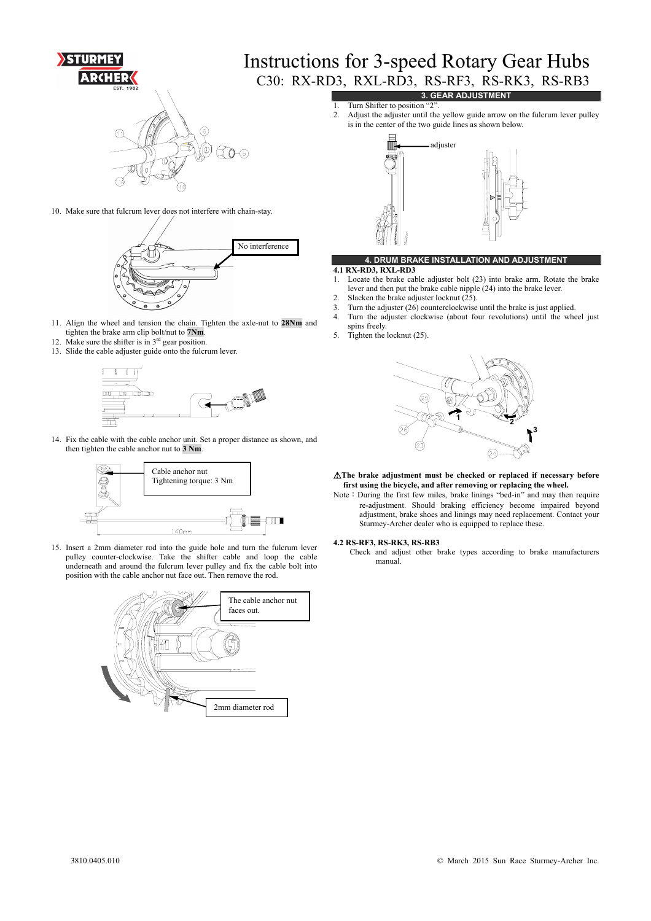# Instructions for 3-speed Rotary Gear Hubs

## C30: RX-RD3, RXL-RD3, RS-RF3, RS-RK3, RS-RB3

10. Make sure that fulcrum lever does not interfere with chain-stay.

No interference

11. Align the wheel and tension the chain. Tighten the axle-nut to **28Nm** and tighten the brake arm clip bolt/nut to **7Nm**.
12. Make sure the shifter is in 3rd gear position.
13. Slide the cable adjuster guide onto the fulcrum lever.
14. Fix the cable with the cable anchor unit. Set a proper distance as shown, and then tighten the cable anchor nut to **3 Nm**.

Cable anchor nut
Tightening torque: 3 Nm

140mm

15. Insert a 2mm diameter rod into the guide hole and turn the fulcrum lever pulley counter-clockwise. Take the shifter cable and loop the cable underneath and around the fulcrum lever pulley and fix the cable bolt into position with the cable anchor nut face out. Then remove the rod.

The cable anchor nut faces out.

2mm diameter rod

## 3. GEAR ADJUSTMENT

1. Turn Shifter to position "2".
2. Adjust the adjuster until the yellow guide arrow on the fulcrum lever pulley is in the center of the two guide lines as shown below.

adjuster

## 4. DRUM BRAKE INSTALLATION AND ADJUSTMENT

### 4.1 RX-RD3, RXL-RD3

1. Locate the brake cable adjuster bolt (23) into brake arm. Rotate the brake lever and then put the brake cable nipple (24) into the brake lever.
2. Slacken the brake adjuster locknut (25).
3. Turn the adjuster (26) counterclockwise until the brake is just applied.
4. Turn the adjuster clockwise (about four revolutions) until the wheel just spins freely.
5. Tighten the locknut (25).

⚠**The brake adjustment must be checked or replaced if necessary before first using the bicycle, and after removing or replacing the wheel.**

Note：During the first few miles, brake linings "bed-in" and may then require re-adjustment. Should braking efficiency become impaired beyond adjustment, brake shoes and linings may need replacement. Contact your Sturmey-Archer dealer who is equipped to replace these.

### 4.2 RS-RF3, RS-RK3, RS-RB3

Check and adjust other brake types according to brake manufacturers manual.

3810.0405.010

© March 2015 Sun Race Sturmey-Archer Inc.